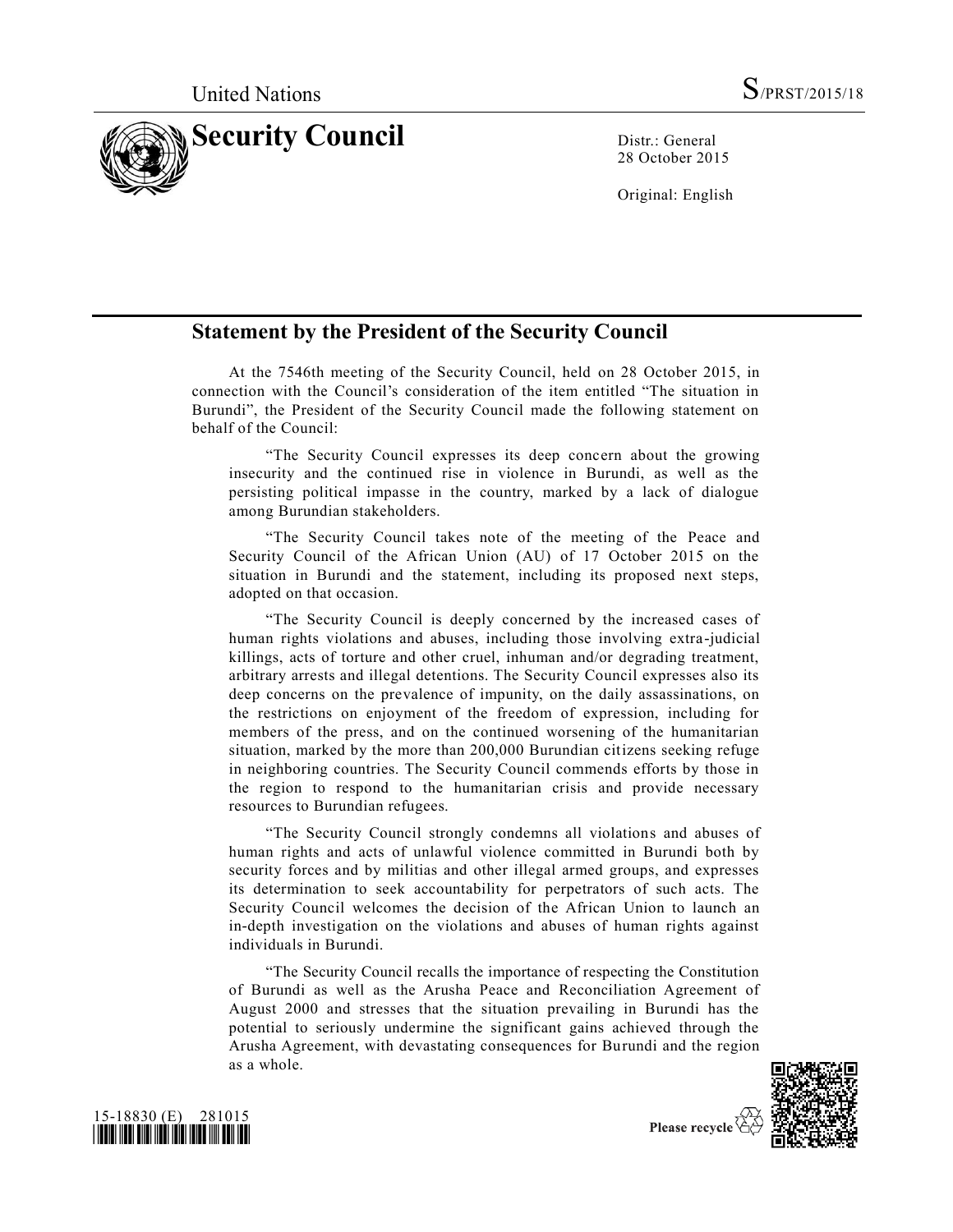United Nations S/PRST/2015/18

# Security Council

Distr.: General
28 October 2015

Original: English

## Statement by the President of the Security Council

At the 7546th meeting of the Security Council, held on 28 October 2015, in connection with the Council's consideration of the item entitled "The situation in Burundi", the President of the Security Council made the following statement on behalf of the Council:

"The Security Council expresses its deep concern about the growing insecurity and the continued rise in violence in Burundi, as well as the persisting political impasse in the country, marked by a lack of dialogue among Burundian stakeholders.

"The Security Council takes note of the meeting of the Peace and Security Council of the African Union (AU) of 17 October 2015 on the situation in Burundi and the statement, including its proposed next steps, adopted on that occasion.

"The Security Council is deeply concerned by the increased cases of human rights violations and abuses, including those involving extra-judicial killings, acts of torture and other cruel, inhuman and/or degrading treatment, arbitrary arrests and illegal detentions. The Security Council expresses also its deep concerns on the prevalence of impunity, on the daily assassinations, on the restrictions on enjoyment of the freedom of expression, including for members of the press, and on the continued worsening of the humanitarian situation, marked by the more than 200,000 Burundian citizens seeking refuge in neighboring countries. The Security Council commends efforts by those in the region to respond to the humanitarian crisis and provide necessary resources to Burundian refugees.

"The Security Council strongly condemns all violations and abuses of human rights and acts of unlawful violence committed in Burundi both by security forces and by militias and other illegal armed groups, and expresses its determination to seek accountability for perpetrators of such acts. The Security Council welcomes the decision of the African Union to launch an in-depth investigation on the violations and abuses of human rights against individuals in Burundi.

"The Security Council recalls the importance of respecting the Constitution of Burundi as well as the Arusha Peace and Reconciliation Agreement of August 2000 and stresses that the situation prevailing in Burundi has the potential to seriously undermine the significant gains achieved through the Arusha Agreement, with devastating consequences for Burundi and the region as a whole.

15-18830 (E) 281015

Please recycle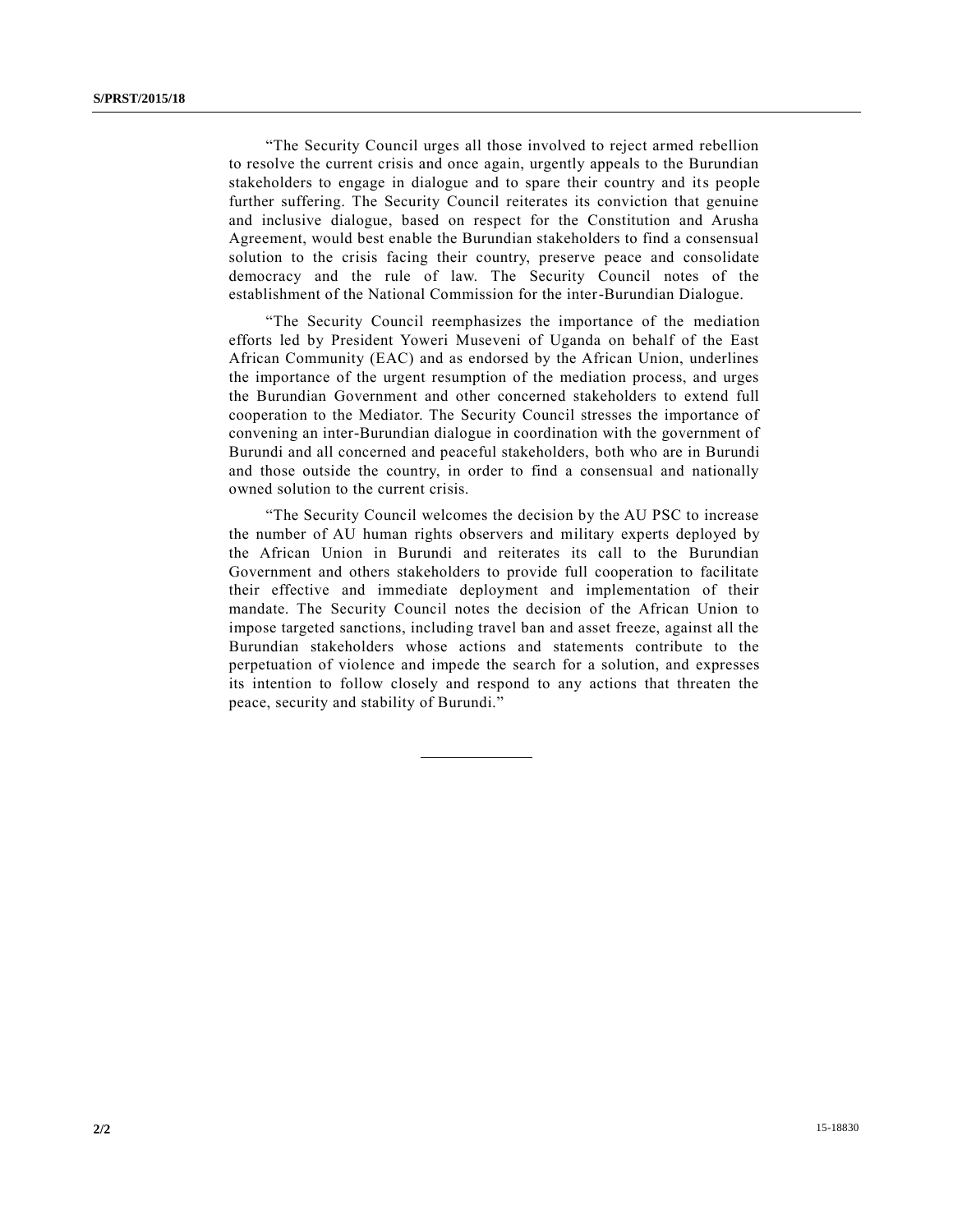"The Security Council urges all those involved to reject armed rebellion to resolve the current crisis and once again, urgently appeals to the Burundian stakeholders to engage in dialogue and to spare their country and its people further suffering. The Security Council reiterates its conviction that genuine and inclusive dialogue, based on respect for the Constitution and Arusha Agreement, would best enable the Burundian stakeholders to find a consensual solution to the crisis facing their country, preserve peace and consolidate democracy and the rule of law. The Security Council notes of the establishment of the National Commission for the inter-Burundian Dialogue.

"The Security Council reemphasizes the importance of the mediation efforts led by President Yoweri Museveni of Uganda on behalf of the East African Community (EAC) and as endorsed by the African Union, underlines the importance of the urgent resumption of the mediation process, and urges the Burundian Government and other concerned stakeholders to extend full cooperation to the Mediator. The Security Council stresses the importance of convening an inter-Burundian dialogue in coordination with the government of Burundi and all concerned and peaceful stakeholders, both who are in Burundi and those outside the country, in order to find a consensual and nationally owned solution to the current crisis.

"The Security Council welcomes the decision by the AU PSC to increase the number of AU human rights observers and military experts deployed by the African Union in Burundi and reiterates its call to the Burundian Government and others stakeholders to provide full cooperation to facilitate their effective and immediate deployment and implementation of their mandate. The Security Council notes the decision of the African Union to impose targeted sanctions, including travel ban and asset freeze, against all the Burundian stakeholders whose actions and statements contribute to the perpetuation of violence and impede the search for a solution, and expresses its intention to follow closely and respond to any actions that threaten the peace, security and stability of Burundi."